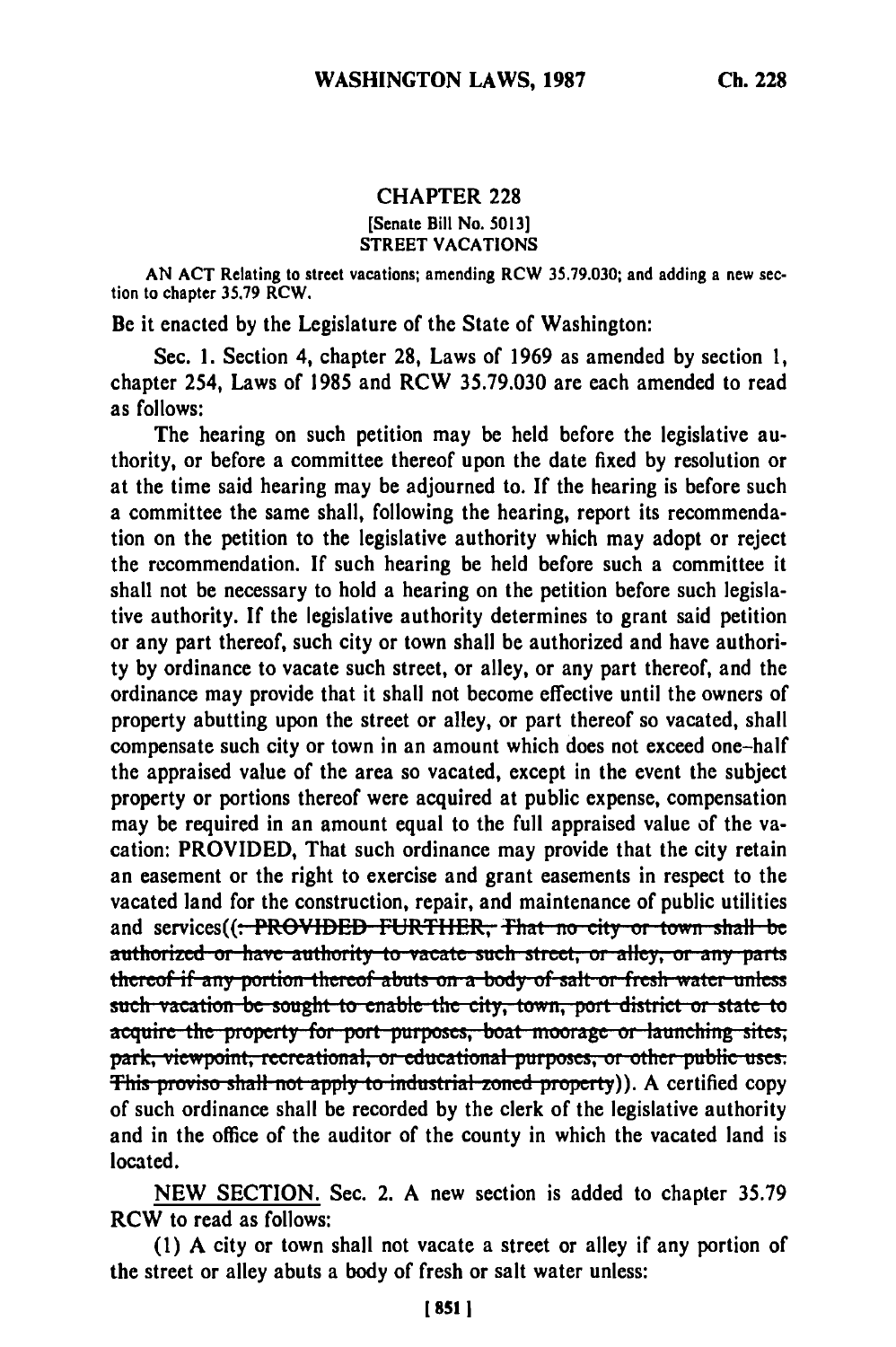## CHAPTER 228

[Senate Bill No. 5013]

STREET VACATIONS

AN ACT Relating to street vacations; amending RCW 35.79.030; and adding a new section to chapter 35.79 RCW.

Be it enacted by the Legislature of the State of Washington:

Sec. 1. Section 4, chapter 28, Laws of 1969 as amended by section 1, chapter 254, Laws of 1985 and RCW 35.79.030 are each amended to read as follows:

The hearing on such petition may be held before the legislative authority, or before a committee thereof upon the date fixed by resolution or at the time said hearing may be adjourned to. If the hearing is before such a committee the same shall, following the hearing, report its recommendation on the petition to the legislative authority which may adopt or reject the recommendation. If such hearing be held before such a committee it shall not be necessary to hold a hearing on the petition before such legislative authority. If the legislative authority determines to grant said petition or any part thereof, such city or town shall be authorized and have authority by ordinance to vacate such street, or alley, or any part thereof, and the ordinance may provide that it shall not become effective until the owners of property abutting upon the street or alley, or part thereof so vacated, shall compensate such city or town in an amount which does not exceed one-half the appraised value of the area so vacated, except in the event the subject property or portions thereof were acquired at public expense, compensation may be required in an amount equal to the full appraised value of the vacation: PROVIDED, That such ordinance may provide that the city retain an easement or the right to exercise and grant easements in respect to the vacated land for the construction, repair, and maintenance of public utilities and services((~~: PROVIDED FURTHER, That no city or town shall be authorized or have authority to vacate such street, or alley, or any parts thereof if any portion thereof abuts on a body of salt or fresh water unless such vacation be sought to enable the city, town, port district or state to acquire the property for port purposes, boat moorage or launching sites, park, viewpoint, recreational, or educational purposes, or other public uses. This proviso shall not apply to industrial zoned property~~)). A certified copy of such ordinance shall be recorded by the clerk of the legislative authority and in the office of the auditor of the county in which the vacated land is located.

NEW SECTION. Sec. 2. A new section is added to chapter 35.79 RCW to read as follows:

(1) A city or town shall not vacate a street or alley if any portion of the street or alley abuts a body of fresh or salt water unless: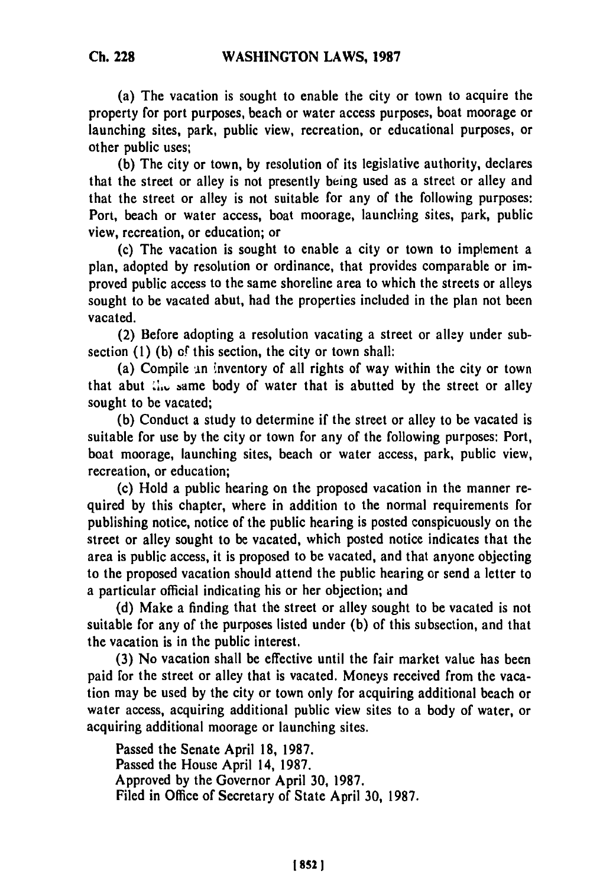(a) The vacation is sought to enable the city or town to acquire the property for port purposes, beach or water access purposes, boat moorage or launching sites, park, public view, recreation, or educational purposes, or other public uses;

(b) The city or town, by resolution of its legislative authority, declares that the street or alley is not presently being used as a street or alley and that the street or alley is not suitable for any of the following purposes: Port, beach or water access, boat moorage, launching sites, park, public view, recreation, or education; or

(c) The vacation is sought to enable a city or town to implement a plan, adopted by resolution or ordinance, that provides comparable or improved public access to the same shoreline area to which the streets or alleys sought to be vacated abut, had the properties included in the plan not been vacated.

(2) Before adopting a resolution vacating a street or alley under subsection (1) (b) of this section, the city or town shall:

(a) Compile an inventory of all rights of way within the city or town that abut the same body of water that is abutted by the street or alley sought to be vacated;

(b) Conduct a study to determine if the street or alley to be vacated is suitable for use by the city or town for any of the following purposes: Port, boat moorage, launching sites, beach or water access, park, public view, recreation, or education;

(c) Hold a public hearing on the proposed vacation in the manner required by this chapter, where in addition to the normal requirements for publishing notice, notice of the public hearing is posted conspicuously on the street or alley sought to be vacated, which posted notice indicates that the area is public access, it is proposed to be vacated, and that anyone objecting to the proposed vacation should attend the public hearing or send a letter to a particular official indicating his or her objection; and

(d) Make a finding that the street or alley sought to be vacated is not suitable for any of the purposes listed under (b) of this subsection, and that the vacation is in the public interest.

(3) No vacation shall be effective until the fair market value has been paid for the street or alley that is vacated. Moneys received from the vacation may be used by the city or town only for acquiring additional beach or water access, acquiring additional public view sites to a body of water, or acquiring additional moorage or launching sites.

Passed the Senate April 18, 1987.
Passed the House April 14, 1987.
Approved by the Governor April 30, 1987.
Filed in Office of Secretary of State April 30, 1987.